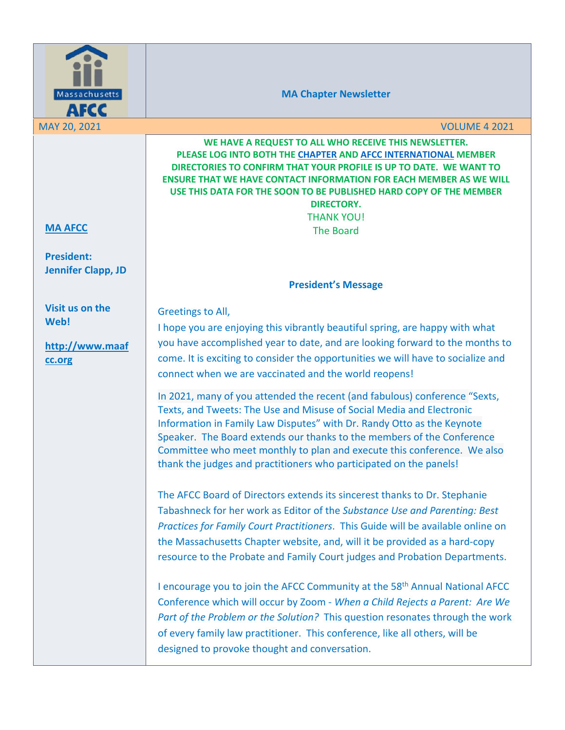# MA Chapter Newsletter

MAY 20, 2021 VOLUME 4 2021

**MA AFCC**

**President: Jennifer Clapp, JD**

**Visit us on the Web!**

**http://www.maafcc.org**

**WE HAVE A REQUEST TO ALL WHO RECEIVE THIS NEWSLETTER. PLEASE LOG INTO BOTH THE CHAPTER AND AFCC INTERNATIONAL MEMBER DIRECTORIES TO CONFIRM THAT YOUR PROFILE IS UP TO DATE. WE WANT TO ENSURE THAT WE HAVE CONTACT INFORMATION FOR EACH MEMBER AS WE WILL USE THIS DATA FOR THE SOON TO BE PUBLISHED HARD COPY OF THE MEMBER DIRECTORY.**

THANK YOU!
The Board

## President's Message

Greetings to All,

I hope you are enjoying this vibrantly beautiful spring, are happy with what you have accomplished year to date, and are looking forward to the months to come. It is exciting to consider the opportunities we will have to socialize and connect when we are vaccinated and the world reopens!

In 2021, many of you attended the recent (and fabulous) conference "Sexts, Texts, and Tweets: The Use and Misuse of Social Media and Electronic Information in Family Law Disputes" with Dr. Randy Otto as the Keynote Speaker. The Board extends our thanks to the members of the Conference Committee who meet monthly to plan and execute this conference. We also thank the judges and practitioners who participated on the panels!

The AFCC Board of Directors extends its sincerest thanks to Dr. Stephanie Tabashneck for her work as Editor of the *Substance Use and Parenting: Best Practices for Family Court Practitioners*. This Guide will be available online on the Massachusetts Chapter website, and, will it be provided as a hard-copy resource to the Probate and Family Court judges and Probation Departments.

I encourage you to join the AFCC Community at the 58th Annual National AFCC Conference which will occur by Zoom - *When a Child Rejects a Parent: Are We Part of the Problem or the Solution?* This question resonates through the work of every family law practitioner. This conference, like all others, will be designed to provoke thought and conversation.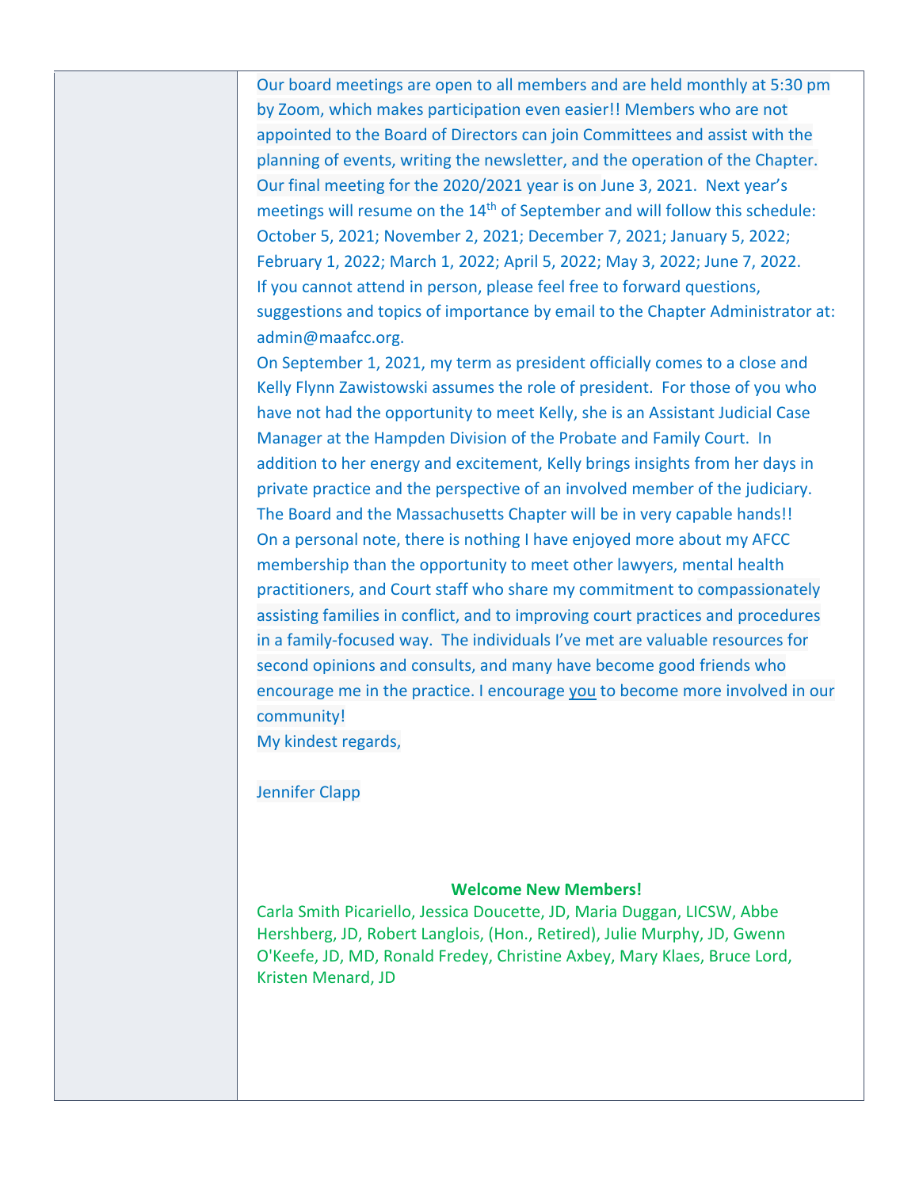Our board meetings are open to all members and are held monthly at 5:30 pm by Zoom, which makes participation even easier!! Members who are not appointed to the Board of Directors can join Committees and assist with the planning of events, writing the newsletter, and the operation of the Chapter. Our final meeting for the 2020/2021 year is on June 3, 2021. Next year's meetings will resume on the 14th of September and will follow this schedule: October 5, 2021; November 2, 2021; December 7, 2021; January 5, 2022; February 1, 2022; March 1, 2022; April 5, 2022; May 3, 2022; June 7, 2022. If you cannot attend in person, please feel free to forward questions, suggestions and topics of importance by email to the Chapter Administrator at: admin@maafcc.org.

On September 1, 2021, my term as president officially comes to a close and Kelly Flynn Zawistowski assumes the role of president. For those of you who have not had the opportunity to meet Kelly, she is an Assistant Judicial Case Manager at the Hampden Division of the Probate and Family Court. In addition to her energy and excitement, Kelly brings insights from her days in private practice and the perspective of an involved member of the judiciary. The Board and the Massachusetts Chapter will be in very capable hands!!

On a personal note, there is nothing I have enjoyed more about my AFCC membership than the opportunity to meet other lawyers, mental health practitioners, and Court staff who share my commitment to compassionately assisting families in conflict, and to improving court practices and procedures in a family-focused way. The individuals I've met are valuable resources for second opinions and consults, and many have become good friends who encourage me in the practice. I encourage you to become more involved in our community!

My kindest regards,

Jennifer Clapp

**Welcome New Members!**

Carla Smith Picariello, Jessica Doucette, JD, Maria Duggan, LICSW, Abbe Hershberg, JD, Robert Langlois, (Hon., Retired), Julie Murphy, JD, Gwenn O'Keefe, JD, MD, Ronald Fredey, Christine Axbey, Mary Klaes, Bruce Lord, Kristen Menard, JD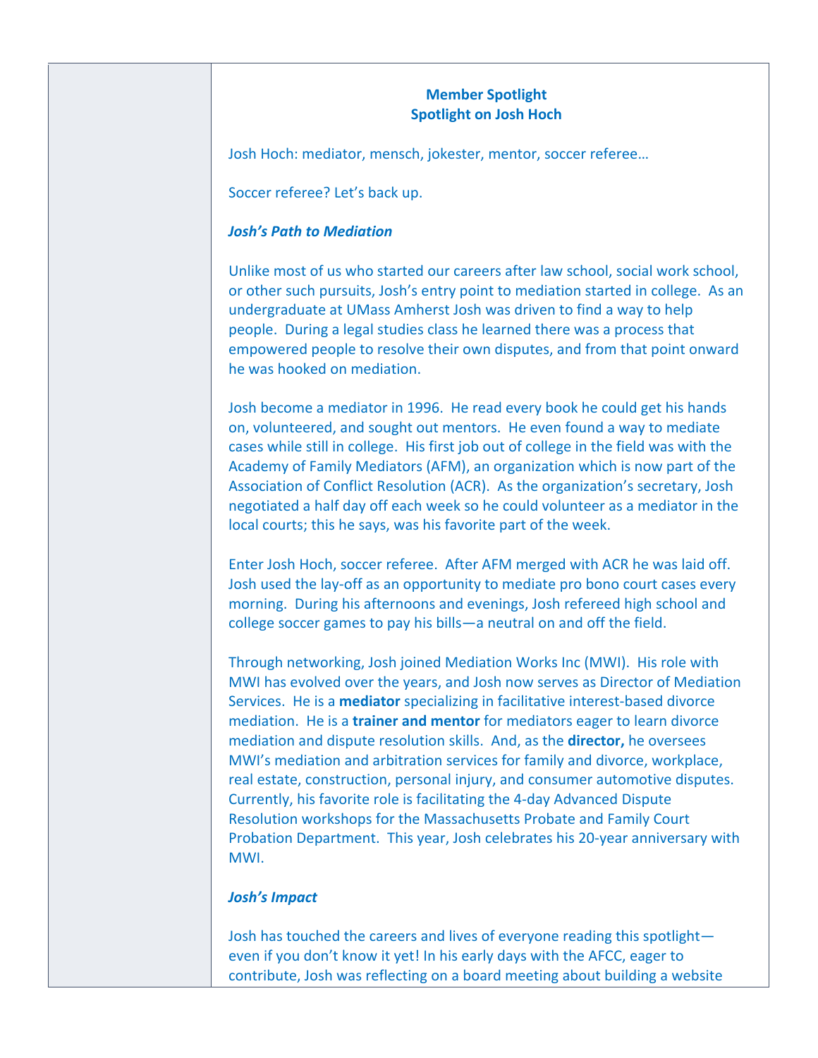**Member Spotlight**
**Spotlight on Josh Hoch**

Josh Hoch: mediator, mensch, jokester, mentor, soccer referee…

Soccer referee? Let's back up.

***Josh's Path to Mediation***

Unlike most of us who started our careers after law school, social work school, or other such pursuits, Josh's entry point to mediation started in college. As an undergraduate at UMass Amherst Josh was driven to find a way to help people. During a legal studies class he learned there was a process that empowered people to resolve their own disputes, and from that point onward he was hooked on mediation.

Josh become a mediator in 1996. He read every book he could get his hands on, volunteered, and sought out mentors. He even found a way to mediate cases while still in college. His first job out of college in the field was with the Academy of Family Mediators (AFM), an organization which is now part of the Association of Conflict Resolution (ACR). As the organization's secretary, Josh negotiated a half day off each week so he could volunteer as a mediator in the local courts; this he says, was his favorite part of the week.

Enter Josh Hoch, soccer referee. After AFM merged with ACR he was laid off. Josh used the lay-off as an opportunity to mediate pro bono court cases every morning. During his afternoons and evenings, Josh refereed high school and college soccer games to pay his bills—a neutral on and off the field.

Through networking, Josh joined Mediation Works Inc (MWI). His role with MWI has evolved over the years, and Josh now serves as Director of Mediation Services. He is a **mediator** specializing in facilitative interest-based divorce mediation. He is a **trainer and mentor** for mediators eager to learn divorce mediation and dispute resolution skills. And, as the **director,** he oversees MWI's mediation and arbitration services for family and divorce, workplace, real estate, construction, personal injury, and consumer automotive disputes. Currently, his favorite role is facilitating the 4-day Advanced Dispute Resolution workshops for the Massachusetts Probate and Family Court Probation Department. This year, Josh celebrates his 20-year anniversary with MWI.

***Josh's Impact***

Josh has touched the careers and lives of everyone reading this spotlight—even if you don't know it yet! In his early days with the AFCC, eager to contribute, Josh was reflecting on a board meeting about building a website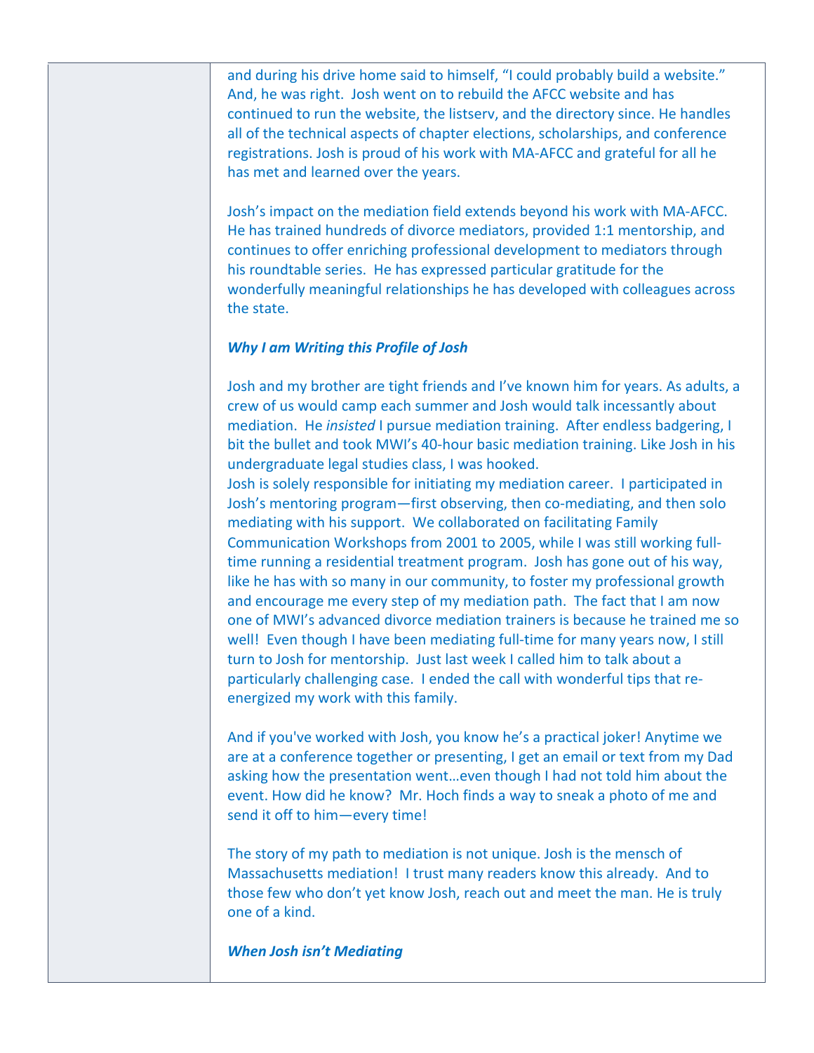and during his drive home said to himself, "I could probably build a website." And, he was right. Josh went on to rebuild the AFCC website and has continued to run the website, the listserv, and the directory since. He handles all of the technical aspects of chapter elections, scholarships, and conference registrations. Josh is proud of his work with MA-AFCC and grateful for all he has met and learned over the years.

Josh's impact on the mediation field extends beyond his work with MA-AFCC. He has trained hundreds of divorce mediators, provided 1:1 mentorship, and continues to offer enriching professional development to mediators through his roundtable series. He has expressed particular gratitude for the wonderfully meaningful relationships he has developed with colleagues across the state.

***Why I am Writing this Profile of Josh***

Josh and my brother are tight friends and I've known him for years. As adults, a crew of us would camp each summer and Josh would talk incessantly about mediation. He *insisted* I pursue mediation training. After endless badgering, I bit the bullet and took MWI's 40-hour basic mediation training. Like Josh in his undergraduate legal studies class, I was hooked.

Josh is solely responsible for initiating my mediation career. I participated in Josh's mentoring program—first observing, then co-mediating, and then solo mediating with his support. We collaborated on facilitating Family Communication Workshops from 2001 to 2005, while I was still working full-time running a residential treatment program. Josh has gone out of his way, like he has with so many in our community, to foster my professional growth and encourage me every step of my mediation path. The fact that I am now one of MWI's advanced divorce mediation trainers is because he trained me so well! Even though I have been mediating full-time for many years now, I still turn to Josh for mentorship. Just last week I called him to talk about a particularly challenging case. I ended the call with wonderful tips that re-energized my work with this family.

And if you've worked with Josh, you know he's a practical joker! Anytime we are at a conference together or presenting, I get an email or text from my Dad asking how the presentation went…even though I had not told him about the event. How did he know? Mr. Hoch finds a way to sneak a photo of me and send it off to him—every time!

The story of my path to mediation is not unique. Josh is the mensch of Massachusetts mediation! I trust many readers know this already. And to those few who don't yet know Josh, reach out and meet the man. He is truly one of a kind.

***When Josh isn't Mediating***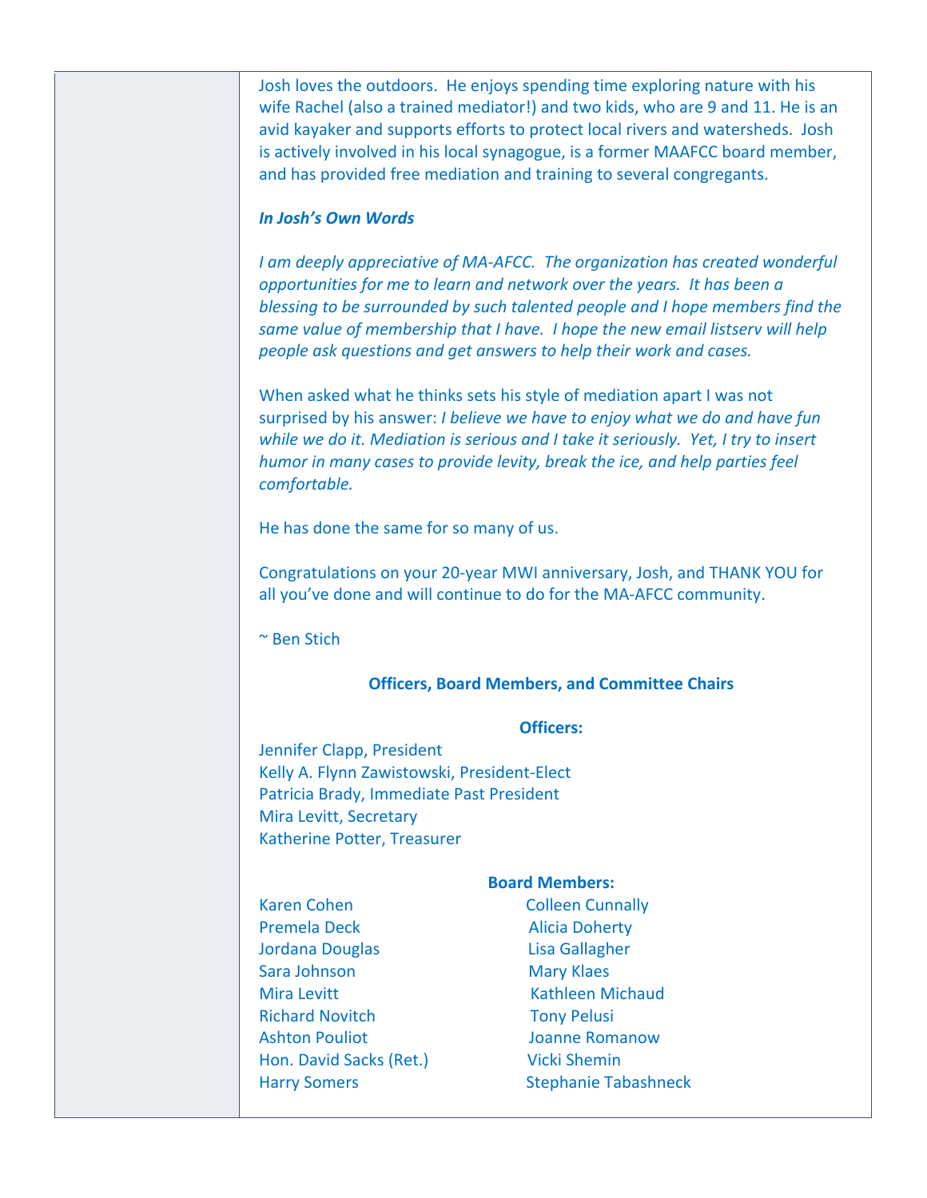Josh loves the outdoors. He enjoys spending time exploring nature with his wife Rachel (also a trained mediator!) and two kids, who are 9 and 11. He is an avid kayaker and supports efforts to protect local rivers and watersheds. Josh is actively involved in his local synagogue, is a former MAAFCC board member, and has provided free mediation and training to several congregants.

***In Josh's Own Words***

*I am deeply appreciative of MA-AFCC. The organization has created wonderful opportunities for me to learn and network over the years. It has been a blessing to be surrounded by such talented people and I hope members find the same value of membership that I have. I hope the new email listserv will help people ask questions and get answers to help their work and cases.*

When asked what he thinks sets his style of mediation apart I was not surprised by his answer: *I believe we have to enjoy what we do and have fun while we do it. Mediation is serious and I take it seriously. Yet, I try to insert humor in many cases to provide levity, break the ice, and help parties feel comfortable.*

He has done the same for so many of us.

Congratulations on your 20-year MWI anniversary, Josh, and THANK YOU for all you've done and will continue to do for the MA-AFCC community.

~ Ben Stich

## Officers, Board Members, and Committee Chairs

### Officers:

Jennifer Clapp, President
Kelly A. Flynn Zawistowski, President-Elect
Patricia Brady, Immediate Past President
Mira Levitt, Secretary
Katherine Potter, Treasurer

### Board Members:

Karen Cohen
Colleen Cunnally
Premela Deck
Alicia Doherty
Jordana Douglas
Lisa Gallagher
Sara Johnson
Mary Klaes
Mira Levitt
Kathleen Michaud
Richard Novitch
Tony Pelusi
Ashton Pouliot
Joanne Romanow
Hon. David Sacks (Ret.)
Vicki Shemin
Harry Somers
Stephanie Tabashneck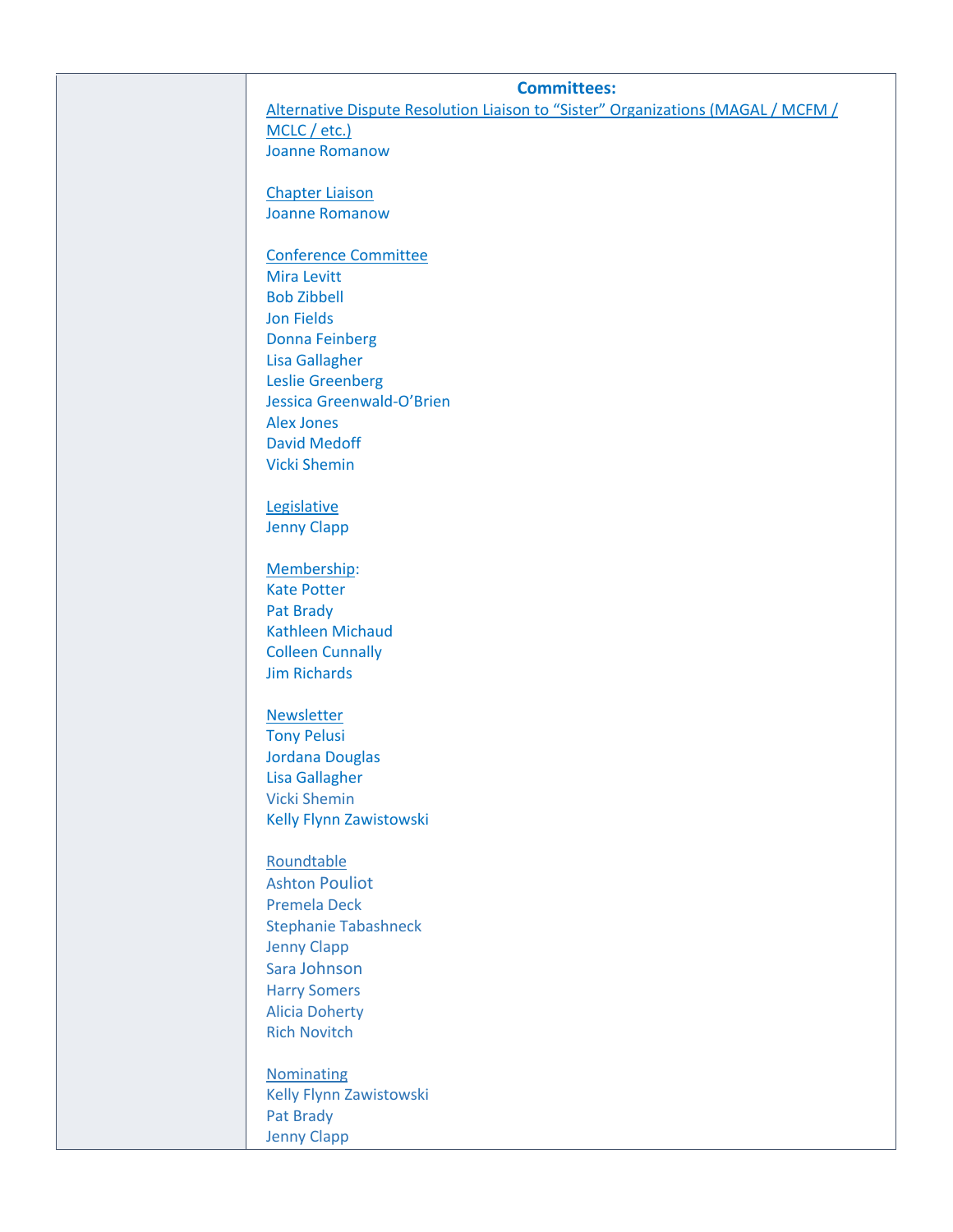**Committees:**

Alternative Dispute Resolution Liaison to "Sister" Organizations (MAGAL / MCFM / MCLC / etc.)
Joanne Romanow

Chapter Liaison
Joanne Romanow

Conference Committee
Mira Levitt
Bob Zibbell
Jon Fields
Donna Feinberg
Lisa Gallagher
Leslie Greenberg
Jessica Greenwald-O'Brien
Alex Jones
David Medoff
Vicki Shemin

Legislative
Jenny Clapp

Membership:
Kate Potter
Pat Brady
Kathleen Michaud
Colleen Cunnally
Jim Richards

Newsletter
Tony Pelusi
Jordana Douglas
Lisa Gallagher
Vicki Shemin
Kelly Flynn Zawistowski

Roundtable
Ashton Pouliot
Premela Deck
Stephanie Tabashneck
Jenny Clapp
Sara Johnson
Harry Somers
Alicia Doherty
Rich Novitch

Nominating
Kelly Flynn Zawistowski
Pat Brady
Jenny Clapp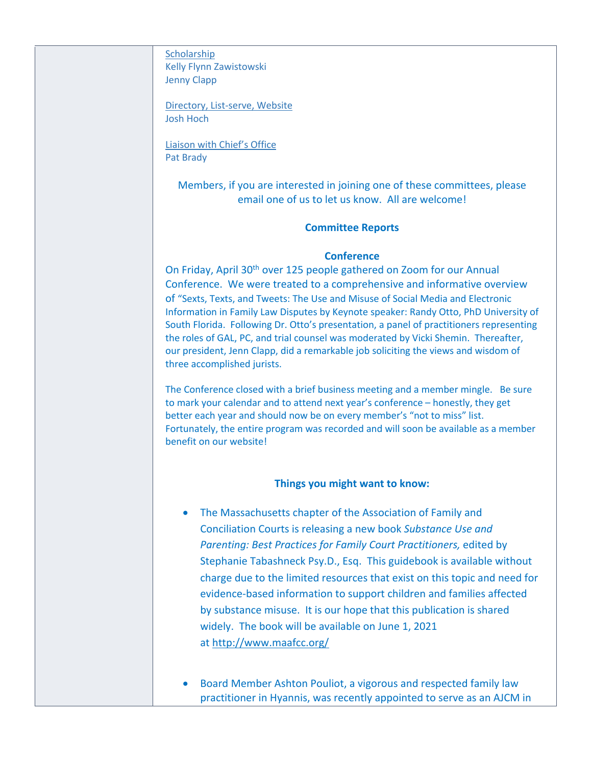Scholarship
Kelly Flynn Zawistowski
Jenny Clapp

Directory, List-serve, Website
Josh Hoch

Liaison with Chief's Office
Pat Brady

Members, if you are interested in joining one of these committees, please email one of us to let us know. All are welcome!

**Committee Reports**

**Conference**

On Friday, April 30th over 125 people gathered on Zoom for our Annual Conference. We were treated to a comprehensive and informative overview of "Sexts, Texts, and Tweets: The Use and Misuse of Social Media and Electronic Information in Family Law Disputes by Keynote speaker: Randy Otto, PhD University of South Florida. Following Dr. Otto's presentation, a panel of practitioners representing the roles of GAL, PC, and trial counsel was moderated by Vicki Shemin. Thereafter, our president, Jenn Clapp, did a remarkable job soliciting the views and wisdom of three accomplished jurists.

The Conference closed with a brief business meeting and a member mingle. Be sure to mark your calendar and to attend next year's conference – honestly, they get better each year and should now be on every member's "not to miss" list. Fortunately, the entire program was recorded and will soon be available as a member benefit on our website!

**Things you might want to know:**

- The Massachusetts chapter of the Association of Family and Conciliation Courts is releasing a new book *Substance Use and Parenting: Best Practices for Family Court Practitioners,* edited by Stephanie Tabashneck Psy.D., Esq. This guidebook is available without charge due to the limited resources that exist on this topic and need for evidence-based information to support children and families affected by substance misuse. It is our hope that this publication is shared widely. The book will be available on June 1, 2021 at http://www.maafcc.org/

- Board Member Ashton Pouliot, a vigorous and respected family law practitioner in Hyannis, was recently appointed to serve as an AJCM in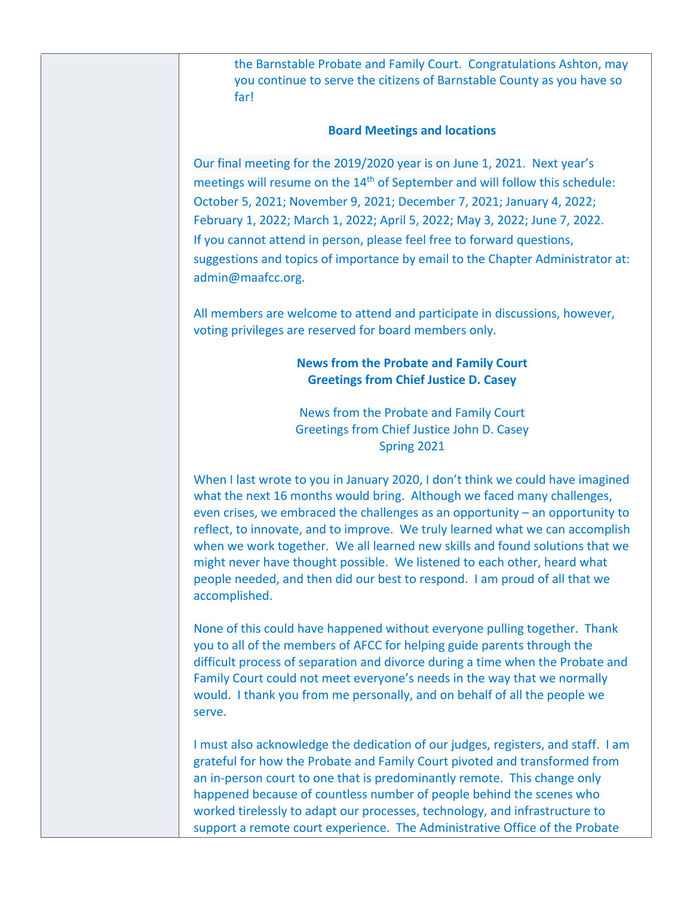the Barnstable Probate and Family Court. Congratulations Ashton, may you continue to serve the citizens of Barnstable County as you have so far!

**Board Meetings and locations**

Our final meeting for the 2019/2020 year is on June 1, 2021. Next year's meetings will resume on the 14th of September and will follow this schedule: October 5, 2021; November 9, 2021; December 7, 2021; January 4, 2022; February 1, 2022; March 1, 2022; April 5, 2022; May 3, 2022; June 7, 2022. If you cannot attend in person, please feel free to forward questions, suggestions and topics of importance by email to the Chapter Administrator at: admin@maafcc.org.

All members are welcome to attend and participate in discussions, however, voting privileges are reserved for board members only.

**News from the Probate and Family Court**
**Greetings from Chief Justice D. Casey**

News from the Probate and Family Court
Greetings from Chief Justice John D. Casey
Spring 2021

When I last wrote to you in January 2020, I don't think we could have imagined what the next 16 months would bring. Although we faced many challenges, even crises, we embraced the challenges as an opportunity – an opportunity to reflect, to innovate, and to improve. We truly learned what we can accomplish when we work together. We all learned new skills and found solutions that we might never have thought possible. We listened to each other, heard what people needed, and then did our best to respond. I am proud of all that we accomplished.

None of this could have happened without everyone pulling together. Thank you to all of the members of AFCC for helping guide parents through the difficult process of separation and divorce during a time when the Probate and Family Court could not meet everyone's needs in the way that we normally would. I thank you from me personally, and on behalf of all the people we serve.

I must also acknowledge the dedication of our judges, registers, and staff. I am grateful for how the Probate and Family Court pivoted and transformed from an in-person court to one that is predominantly remote. This change only happened because of countless number of people behind the scenes who worked tirelessly to adapt our processes, technology, and infrastructure to support a remote court experience. The Administrative Office of the Probate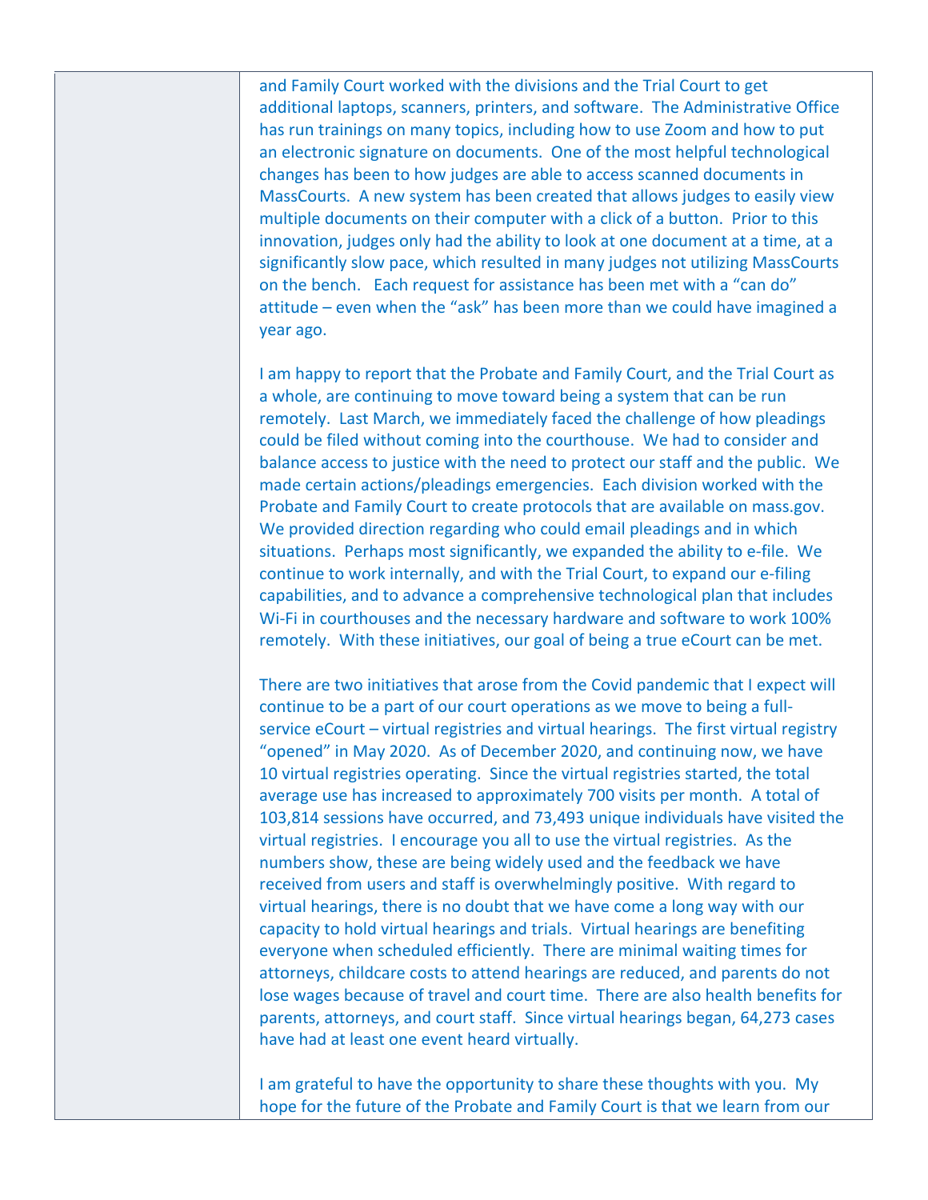and Family Court worked with the divisions and the Trial Court to get additional laptops, scanners, printers, and software. The Administrative Office has run trainings on many topics, including how to use Zoom and how to put an electronic signature on documents. One of the most helpful technological changes has been to how judges are able to access scanned documents in MassCourts. A new system has been created that allows judges to easily view multiple documents on their computer with a click of a button. Prior to this innovation, judges only had the ability to look at one document at a time, at a significantly slow pace, which resulted in many judges not utilizing MassCourts on the bench. Each request for assistance has been met with a "can do" attitude – even when the "ask" has been more than we could have imagined a year ago.

I am happy to report that the Probate and Family Court, and the Trial Court as a whole, are continuing to move toward being a system that can be run remotely. Last March, we immediately faced the challenge of how pleadings could be filed without coming into the courthouse. We had to consider and balance access to justice with the need to protect our staff and the public. We made certain actions/pleadings emergencies. Each division worked with the Probate and Family Court to create protocols that are available on mass.gov. We provided direction regarding who could email pleadings and in which situations. Perhaps most significantly, we expanded the ability to e-file. We continue to work internally, and with the Trial Court, to expand our e-filing capabilities, and to advance a comprehensive technological plan that includes Wi-Fi in courthouses and the necessary hardware and software to work 100% remotely. With these initiatives, our goal of being a true eCourt can be met.

There are two initiatives that arose from the Covid pandemic that I expect will continue to be a part of our court operations as we move to being a full-service eCourt – virtual registries and virtual hearings. The first virtual registry "opened" in May 2020. As of December 2020, and continuing now, we have 10 virtual registries operating. Since the virtual registries started, the total average use has increased to approximately 700 visits per month. A total of 103,814 sessions have occurred, and 73,493 unique individuals have visited the virtual registries. I encourage you all to use the virtual registries. As the numbers show, these are being widely used and the feedback we have received from users and staff is overwhelmingly positive. With regard to virtual hearings, there is no doubt that we have come a long way with our capacity to hold virtual hearings and trials. Virtual hearings are benefiting everyone when scheduled efficiently. There are minimal waiting times for attorneys, childcare costs to attend hearings are reduced, and parents do not lose wages because of travel and court time. There are also health benefits for parents, attorneys, and court staff. Since virtual hearings began, 64,273 cases have had at least one event heard virtually.

I am grateful to have the opportunity to share these thoughts with you. My hope for the future of the Probate and Family Court is that we learn from our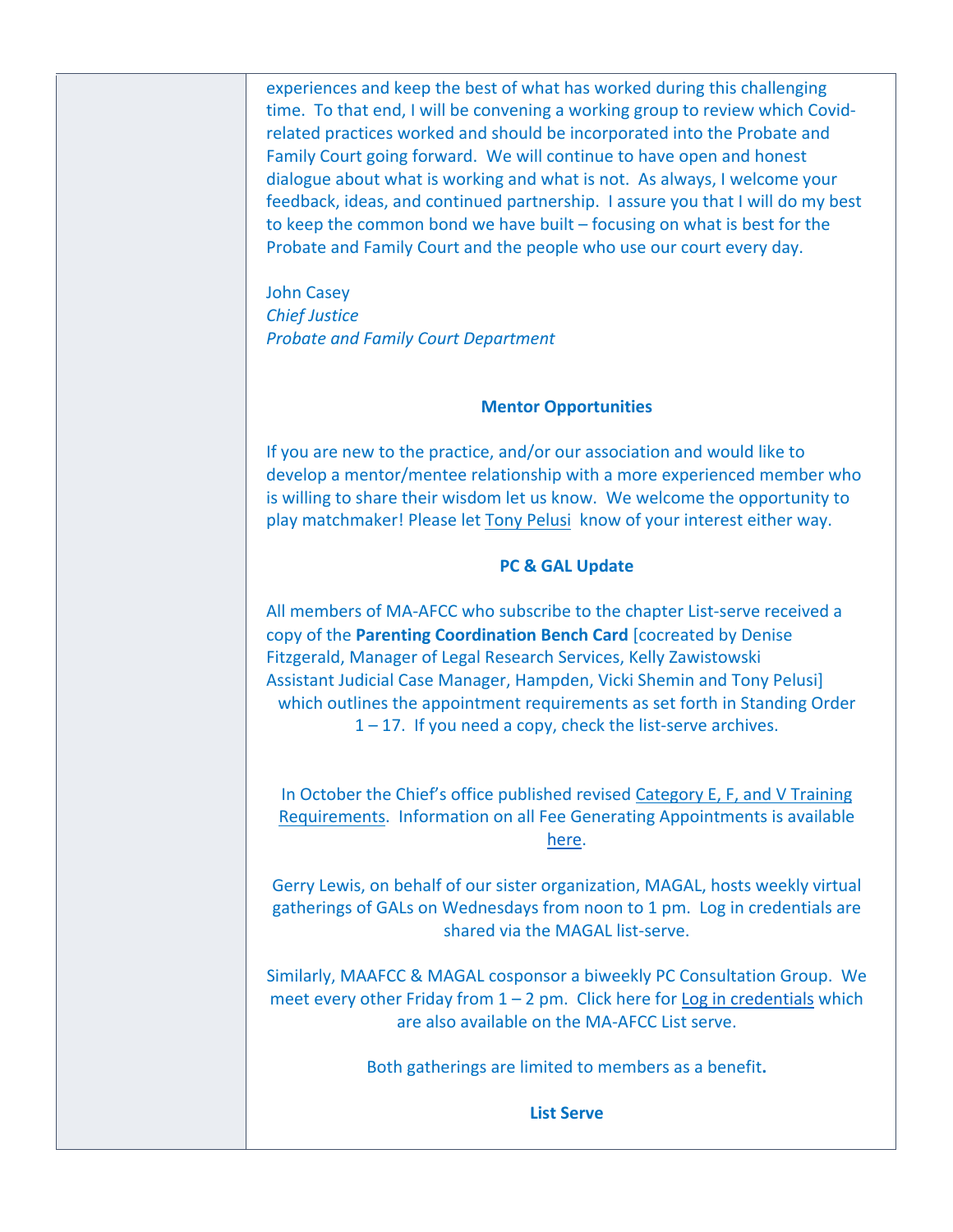experiences and keep the best of what has worked during this challenging time. To that end, I will be convening a working group to review which Covid-related practices worked and should be incorporated into the Probate and Family Court going forward. We will continue to have open and honest dialogue about what is working and what is not. As always, I welcome your feedback, ideas, and continued partnership. I assure you that I will do my best to keep the common bond we have built – focusing on what is best for the Probate and Family Court and the people who use our court every day.

John Casey
*Chief Justice*
*Probate and Family Court Department*

**Mentor Opportunities**

If you are new to the practice, and/or our association and would like to develop a mentor/mentee relationship with a more experienced member who is willing to share their wisdom let us know. We welcome the opportunity to play matchmaker! Please let Tony Pelusi know of your interest either way.

**PC & GAL Update**

All members of MA-AFCC who subscribe to the chapter List-serve received a copy of the **Parenting Coordination Bench Card** [cocreated by Denise Fitzgerald, Manager of Legal Research Services, Kelly Zawistowski Assistant Judicial Case Manager, Hampden, Vicki Shemin and Tony Pelusi] which outlines the appointment requirements as set forth in Standing Order 1 – 17. If you need a copy, check the list-serve archives.

In October the Chief's office published revised Category E, F, and V Training Requirements. Information on all Fee Generating Appointments is available here.

Gerry Lewis, on behalf of our sister organization, MAGAL, hosts weekly virtual gatherings of GALs on Wednesdays from noon to 1 pm. Log in credentials are shared via the MAGAL list-serve.

Similarly, MAAFCC & MAGAL cosponsor a biweekly PC Consultation Group. We meet every other Friday from 1 – 2 pm. Click here for Log in credentials which are also available on the MA-AFCC List serve.

Both gatherings are limited to members as a benefit**.**

**List Serve**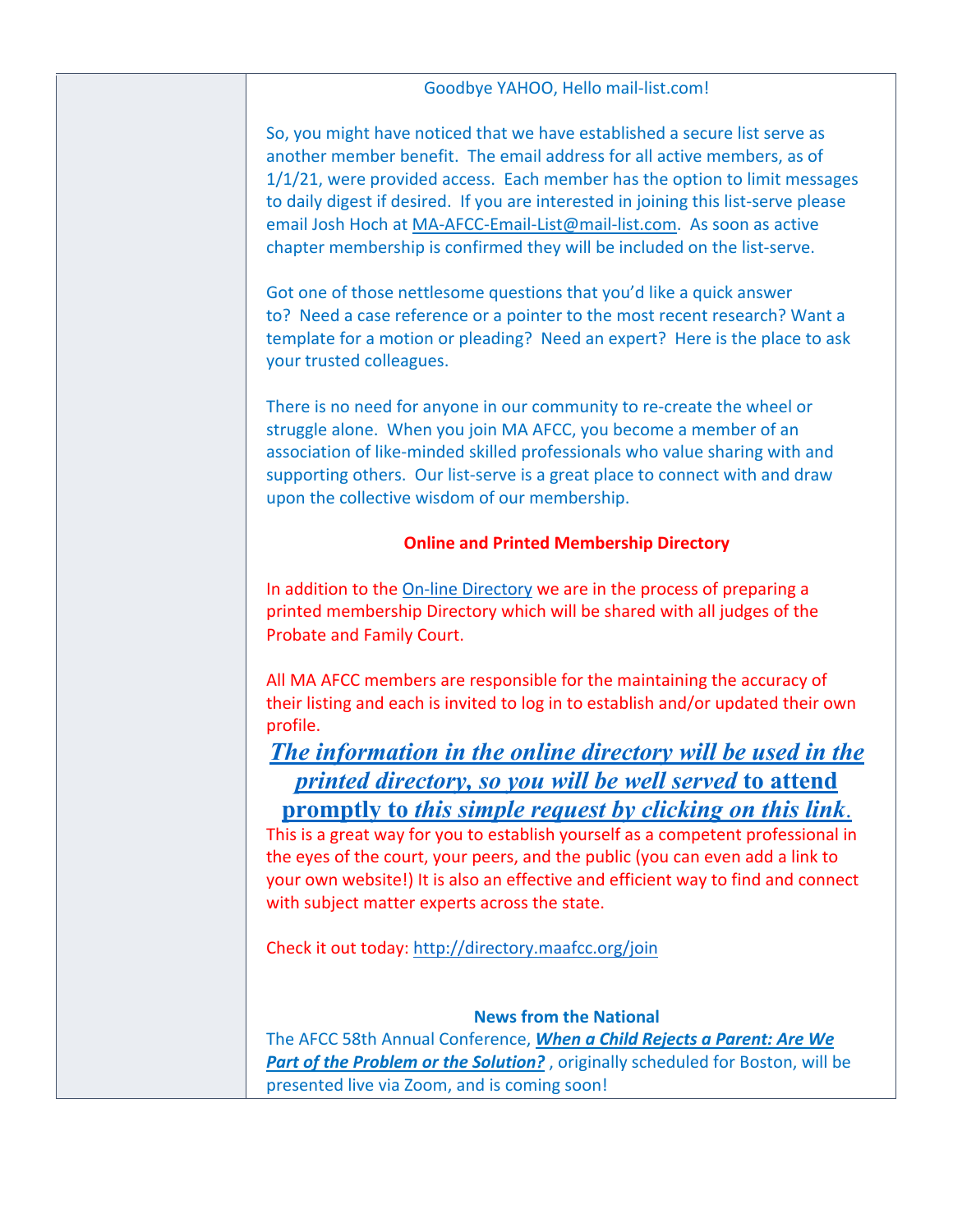### Goodbye YAHOO, Hello mail-list.com!

So, you might have noticed that we have established a secure list serve as another member benefit. The email address for all active members, as of 1/1/21, were provided access. Each member has the option to limit messages to daily digest if desired. If you are interested in joining this list-serve please email Josh Hoch at MA-AFCC-Email-List@mail-list.com. As soon as active chapter membership is confirmed they will be included on the list-serve.

Got one of those nettlesome questions that you'd like a quick answer to? Need a case reference or a pointer to the most recent research? Want a template for a motion or pleading? Need an expert? Here is the place to ask your trusted colleagues.

There is no need for anyone in our community to re-create the wheel or struggle alone. When you join MA AFCC, you become a member of an association of like-minded skilled professionals who value sharing with and supporting others. Our list-serve is a great place to connect with and draw upon the collective wisdom of our membership.

### Online and Printed Membership Directory

In addition to the On-line Directory we are in the process of preparing a printed membership Directory which will be shared with all judges of the Probate and Family Court.

All MA AFCC members are responsible for the maintaining the accuracy of their listing and each is invited to log in to establish and/or updated their own profile.

***The information in the online directory will be used in the printed directory, so you will be well served* to attend promptly to *this simple request by clicking on this link*.**

This is a great way for you to establish yourself as a competent professional in the eyes of the court, your peers, and the public (you can even add a link to your own website!) It is also an effective and efficient way to find and connect with subject matter experts across the state.

Check it out today: http://directory.maafcc.org/join

### News from the National

The AFCC 58th Annual Conference, ***When a Child Rejects a Parent: Are We Part of the Problem or the Solution?*** , originally scheduled for Boston, will be presented live via Zoom, and is coming soon!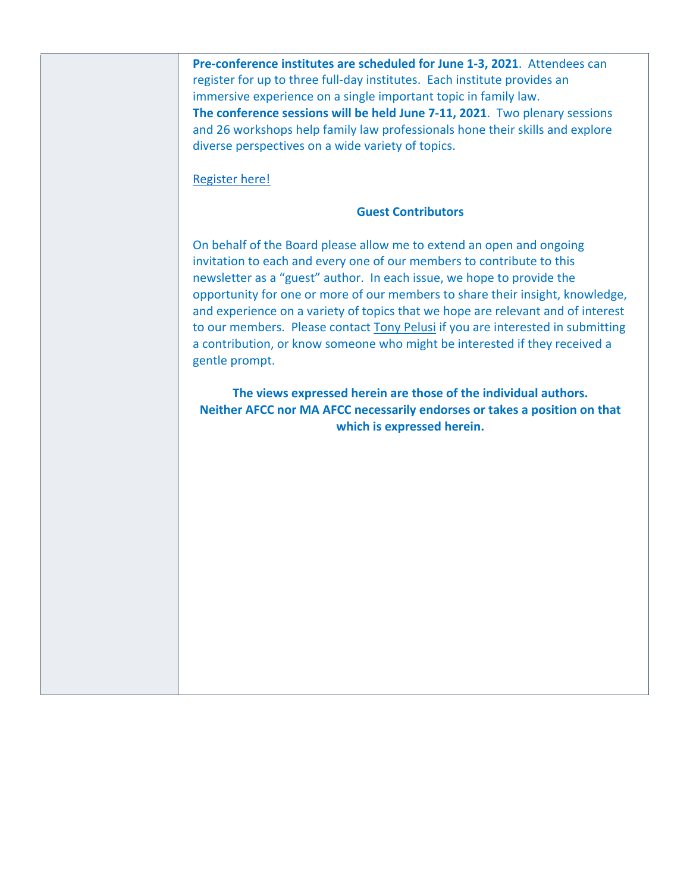**Pre-conference institutes are scheduled for June 1-3, 2021**. Attendees can register for up to three full-day institutes. Each institute provides an immersive experience on a single important topic in family law.
**The conference sessions will be held June 7-11, 2021**. Two plenary sessions and 26 workshops help family law professionals hone their skills and explore diverse perspectives on a wide variety of topics.

Register here!

**Guest Contributors**

On behalf of the Board please allow me to extend an open and ongoing invitation to each and every one of our members to contribute to this newsletter as a "guest" author. In each issue, we hope to provide the opportunity for one or more of our members to share their insight, knowledge, and experience on a variety of topics that we hope are relevant and of interest to our members. Please contact Tony Pelusi if you are interested in submitting a contribution, or know someone who might be interested if they received a gentle prompt.

**The views expressed herein are those of the individual authors. Neither AFCC nor MA AFCC necessarily endorses or takes a position on that which is expressed herein.**